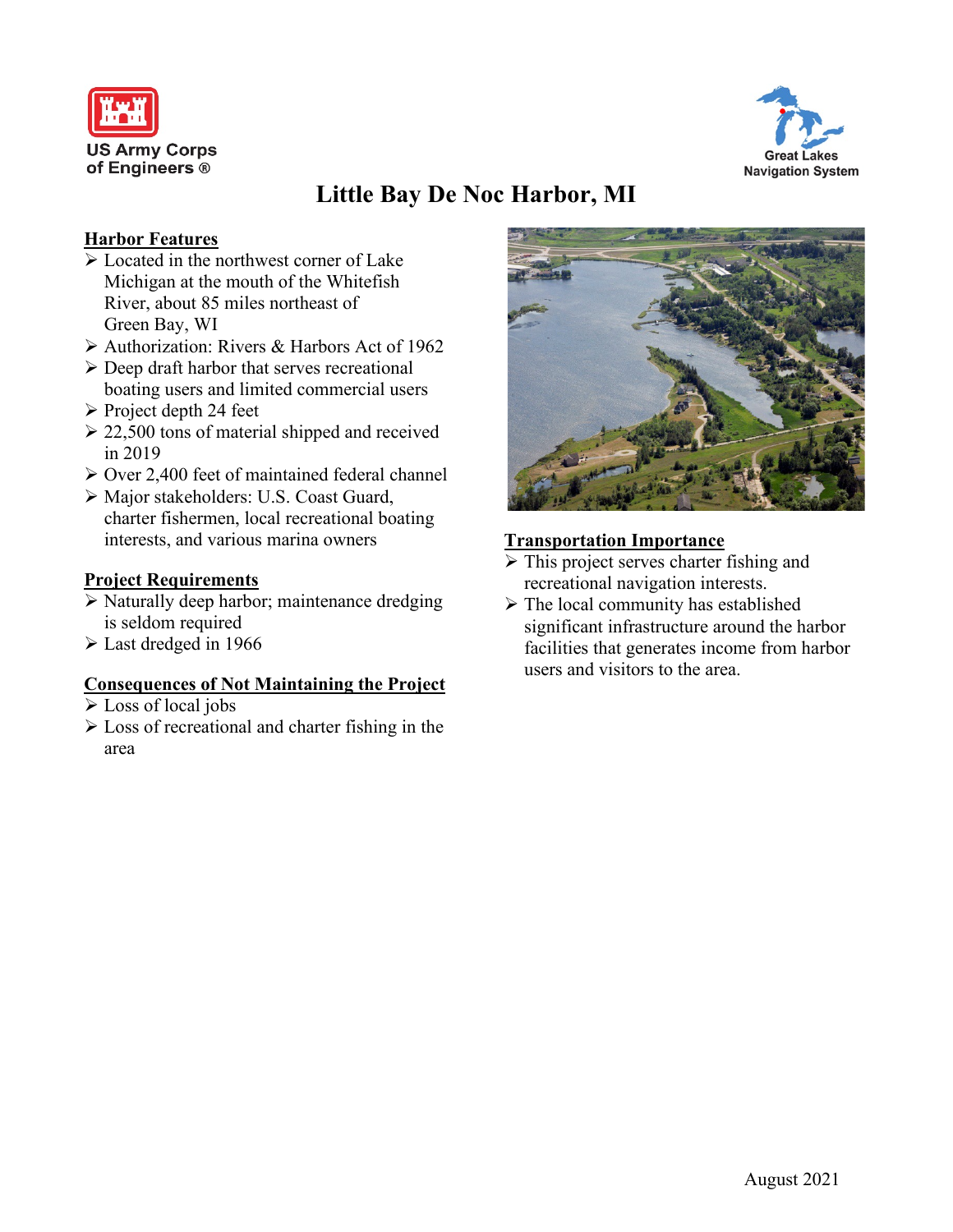US Army Corps of Engineers ®

Great Lakes Navigation System

# Little Bay De Noc Harbor, MI

## Harbor Features

- Located in the northwest corner of Lake Michigan at the mouth of the Whitefish River, about 85 miles northeast of Green Bay, WI
- Authorization: Rivers & Harbors Act of 1962
- Deep draft harbor that serves recreational boating users and limited commercial users
- Project depth 24 feet
- 22,500 tons of material shipped and received in 2019
- Over 2,400 feet of maintained federal channel
- Major stakeholders: U.S. Coast Guard, charter fishermen, local recreational boating interests, and various marina owners

## Project Requirements

- Naturally deep harbor; maintenance dredging is seldom required
- Last dredged in 1966

## Consequences of Not Maintaining the Project

- Loss of local jobs
- Loss of recreational and charter fishing in the area

## Transportation Importance

- This project serves charter fishing and recreational navigation interests.
- The local community has established significant infrastructure around the harbor facilities that generates income from harbor users and visitors to the area.

August 2021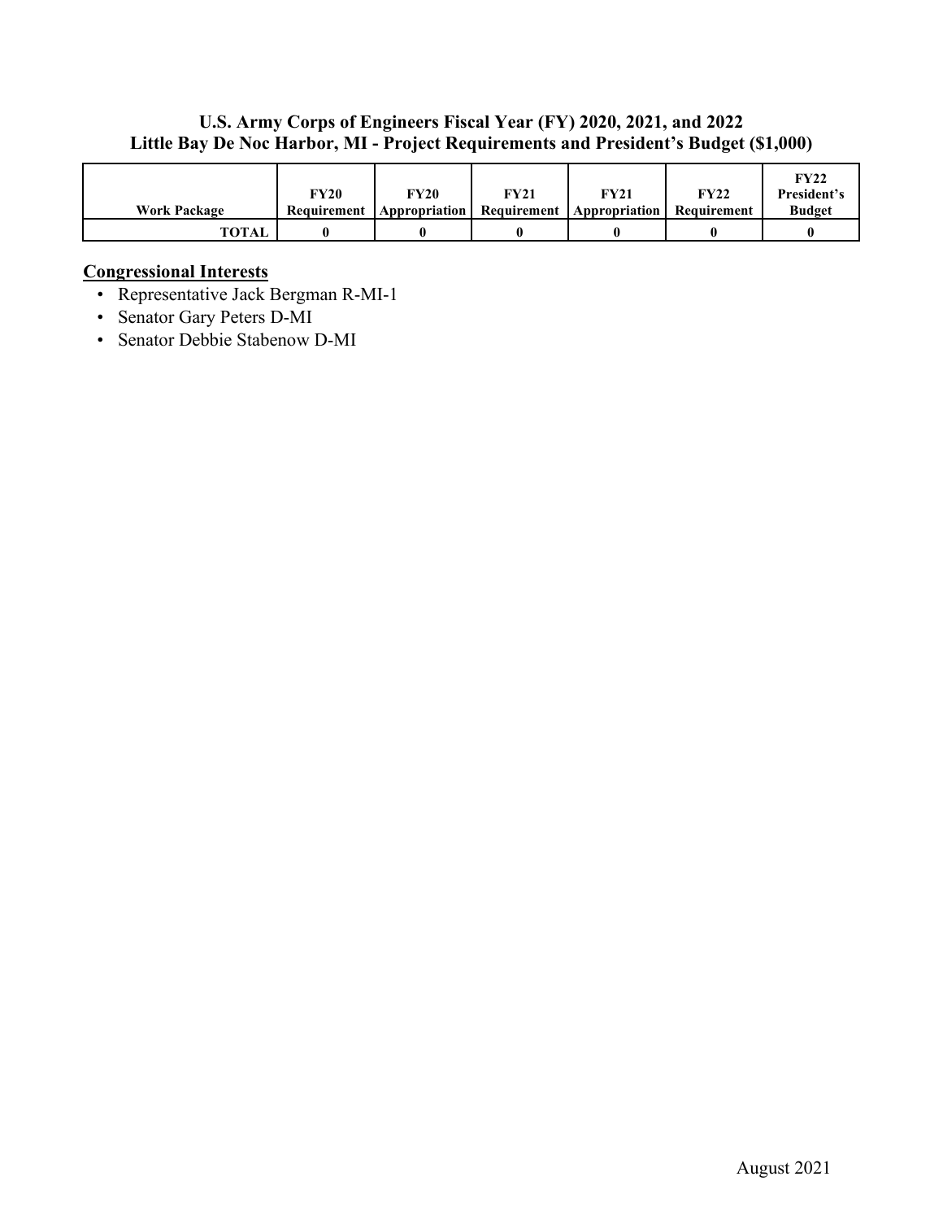## U.S. Army Corps of Engineers Fiscal Year (FY) 2020, 2021, and 2022
## Little Bay De Noc Harbor, MI - Project Requirements and President's Budget ($1,000)

| Work Package | FY20 Requirement | FY20 Appropriation | FY21 Requirement | FY21 Appropriation | FY22 Requirement | FY22 President's Budget |
|---|---|---|---|---|---|---|
| **TOTAL** | **0** | **0** | **0** | **0** | **0** | **0** |

**Congressional Interests**

- Representative Jack Bergman R-MI-1
- Senator Gary Peters D-MI
- Senator Debbie Stabenow D-MI

August 2021